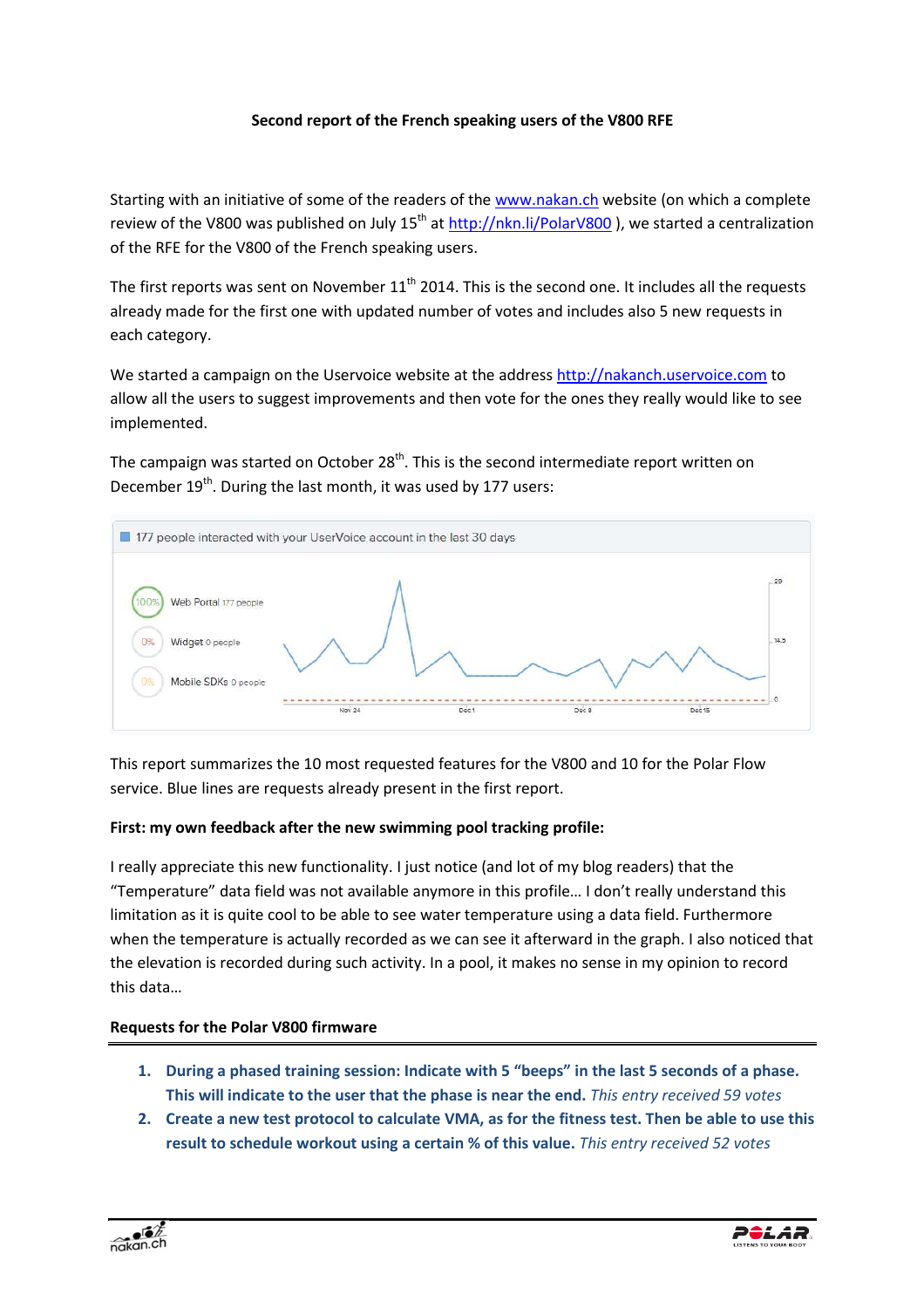**Second report of the French speaking users of the V800 RFE**

Starting with an initiative of some of the readers of the www.nakan.ch website (on which a complete review of the V800 was published on July 15th at http://nkn.li/PolarV800 ), we started a centralization of the RFE for the V800 of the French speaking users.

The first reports was sent on November 11th 2014. This is the second one. It includes all the requests already made for the first one with updated number of votes and includes also 5 new requests in each category.

We started a campaign on the Uservoice website at the address http://nakanch.uservoice.com to allow all the users to suggest improvements and then vote for the ones they really would like to see implemented.

The campaign was started on October 28th. This is the second intermediate report written on December 19th. During the last month, it was used by 177 users:

177 people interacted with your UserVoice account in the last 30 days

- 100% Web Portal 177 people
- 0% Widget 0 people
- 0% Mobile SDKs 0 people

This report summarizes the 10 most requested features for the V800 and 10 for the Polar Flow service. Blue lines are requests already present in the first report.

**First: my own feedback after the new swimming pool tracking profile:**

I really appreciate this new functionality. I just notice (and lot of my blog readers) that the "Temperature" data field was not available anymore in this profile… I don't really understand this limitation as it is quite cool to be able to see water temperature using a data field. Furthermore when the temperature is actually recorded as we can see it afterward in the graph. I also noticed that the elevation is recorded during such activity. In a pool, it makes no sense in my opinion to record this data…

**Requests for the Polar V800 firmware**

1. **During a phased training session: Indicate with 5 "beeps" in the last 5 seconds of a phase. This will indicate to the user that the phase is near the end.** *This entry received 59 votes*
2. **Create a new test protocol to calculate VMA, as for the fitness test. Then be able to use this result to schedule workout using a certain % of this value.** *This entry received 52 votes*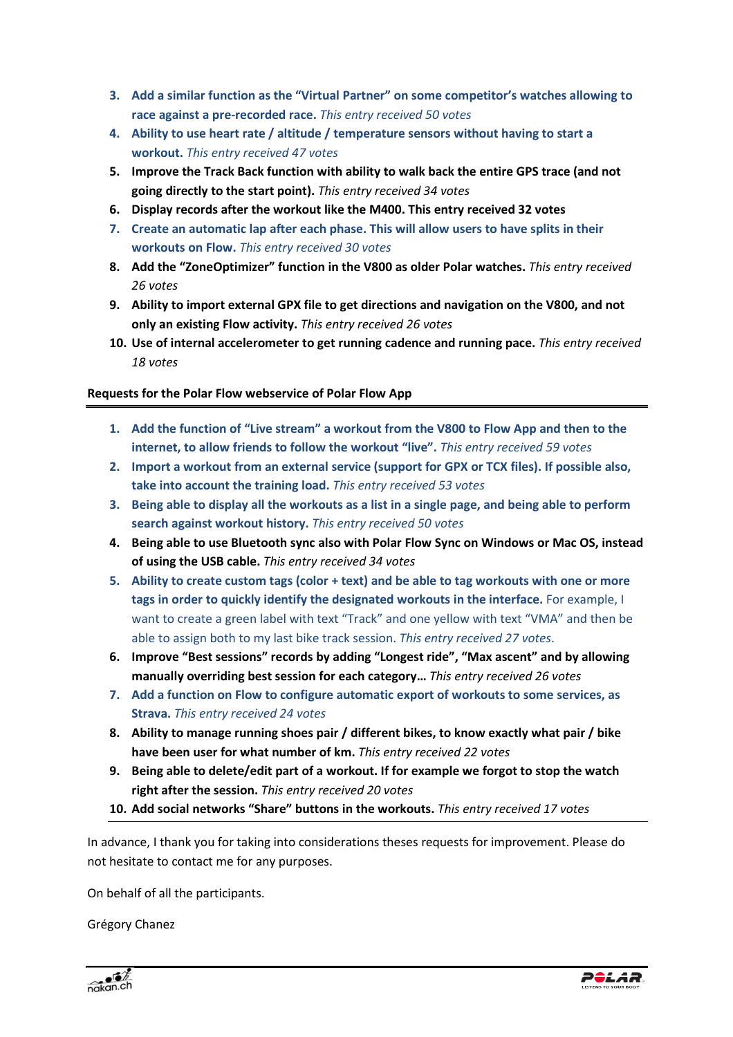3. **Add a similar function as the "Virtual Partner" on some competitor's watches allowing to race against a pre-recorded race.** *This entry received 50 votes*
4. **Ability to use heart rate / altitude / temperature sensors without having to start a workout.** *This entry received 47 votes*
5. **Improve the Track Back function with ability to walk back the entire GPS trace (and not going directly to the start point).** *This entry received 34 votes*
6. **Display records after the workout like the M400. This entry received 32 votes**
7. **Create an automatic lap after each phase. This will allow users to have splits in their workouts on Flow.** *This entry received 30 votes*
8. **Add the "ZoneOptimizer" function in the V800 as older Polar watches.** *This entry received 26 votes*
9. **Ability to import external GPX file to get directions and navigation on the V800, and not only an existing Flow activity.** *This entry received 26 votes*
10. **Use of internal accelerometer to get running cadence and running pace.** *This entry received 18 votes*

**Requests for the Polar Flow webservice of Polar Flow App**

1. **Add the function of "Live stream" a workout from the V800 to Flow App and then to the internet, to allow friends to follow the workout "live".** *This entry received 59 votes*
2. **Import a workout from an external service (support for GPX or TCX files). If possible also, take into account the training load.** *This entry received 53 votes*
3. **Being able to display all the workouts as a list in a single page, and being able to perform search against workout history.** *This entry received 50 votes*
4. **Being able to use Bluetooth sync also with Polar Flow Sync on Windows or Mac OS, instead of using the USB cable.** *This entry received 34 votes*
5. **Ability to create custom tags (color + text) and be able to tag workouts with one or more tags in order to quickly identify the designated workouts in the interface.** For example, I want to create a green label with text "Track" and one yellow with text "VMA" and then be able to assign both to my last bike track session. *This entry received 27 votes.*
6. **Improve "Best sessions" records by adding "Longest ride", "Max ascent" and by allowing manually overriding best session for each category…** *This entry received 26 votes*
7. **Add a function on Flow to configure automatic export of workouts to some services, as Strava.** *This entry received 24 votes*
8. **Ability to manage running shoes pair / different bikes, to know exactly what pair / bike have been user for what number of km.** *This entry received 22 votes*
9. **Being able to delete/edit part of a workout. If for example we forgot to stop the watch right after the session.** *This entry received 20 votes*
10. **Add social networks "Share" buttons in the workouts.** *This entry received 17 votes*

In advance, I thank you for taking into considerations theses requests for improvement. Please do not hesitate to contact me for any purposes.

On behalf of all the participants.

Grégory Chanez